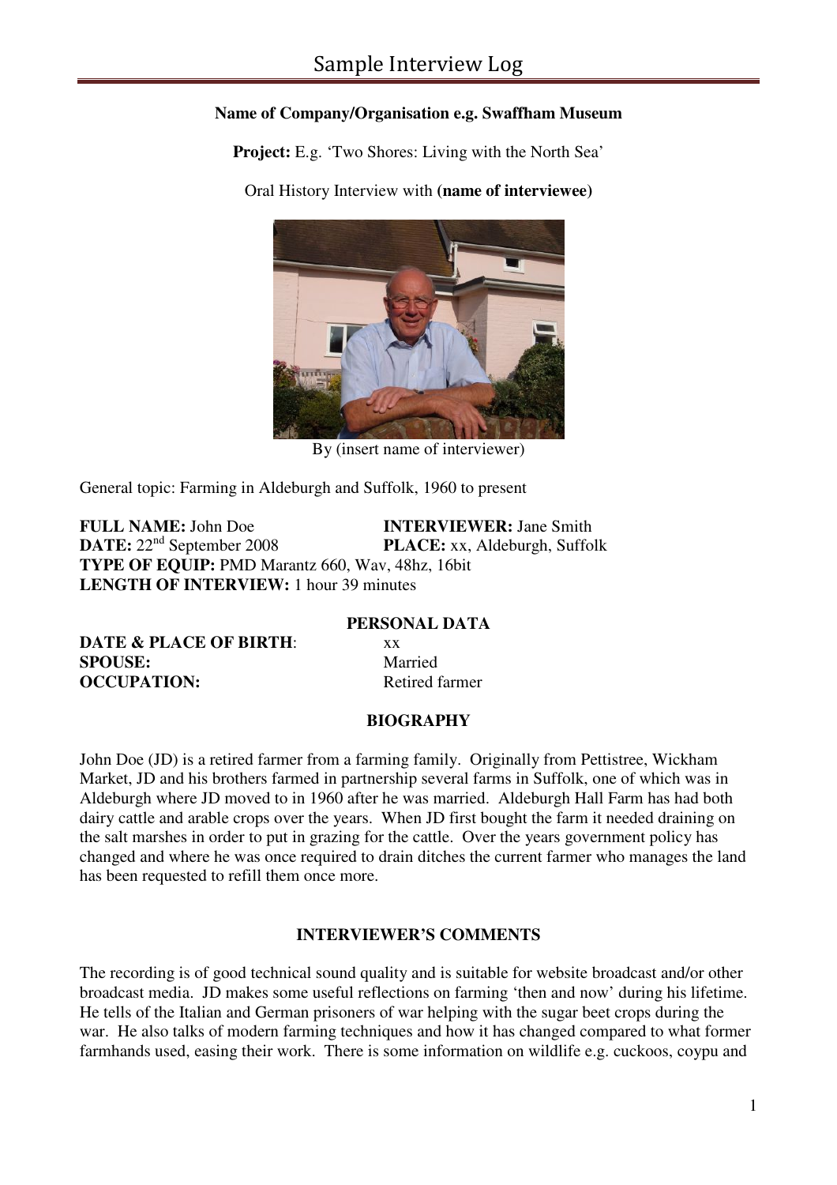# Sample Interview Log

**Name of Company/Organisation e.g. Swaffham Museum**

**Project:** E.g. 'Two Shores: Living with the North Sea'

Oral History Interview with **(name of interviewee)**

By (insert name of interviewer)

General topic: Farming in Aldeburgh and Suffolk, 1960 to present

**FULL NAME:** John Doe **INTERVIEWER:** Jane Smith
**DATE:** 22nd September 2008 **PLACE:** xx, Aldeburgh, Suffolk
**TYPE OF EQUIP:** PMD Marantz 660, Wav, 48hz, 16bit
**LENGTH OF INTERVIEW:** 1 hour 39 minutes

**PERSONAL DATA**

**DATE & PLACE OF BIRTH**: xx
**SPOUSE:** Married
**OCCUPATION:** Retired farmer

**BIOGRAPHY**

John Doe (JD) is a retired farmer from a farming family. Originally from Pettistree, Wickham Market, JD and his brothers farmed in partnership several farms in Suffolk, one of which was in Aldeburgh where JD moved to in 1960 after he was married. Aldeburgh Hall Farm has had both dairy cattle and arable crops over the years. When JD first bought the farm it needed draining on the salt marshes in order to put in grazing for the cattle. Over the years government policy has changed and where he was once required to drain ditches the current farmer who manages the land has been requested to refill them once more.

**INTERVIEWER'S COMMENTS**

The recording is of good technical sound quality and is suitable for website broadcast and/or other broadcast media. JD makes some useful reflections on farming 'then and now' during his lifetime. He tells of the Italian and German prisoners of war helping with the sugar beet crops during the war. He also talks of modern farming techniques and how it has changed compared to what former farmhands used, easing their work. There is some information on wildlife e.g. cuckoos, coypu and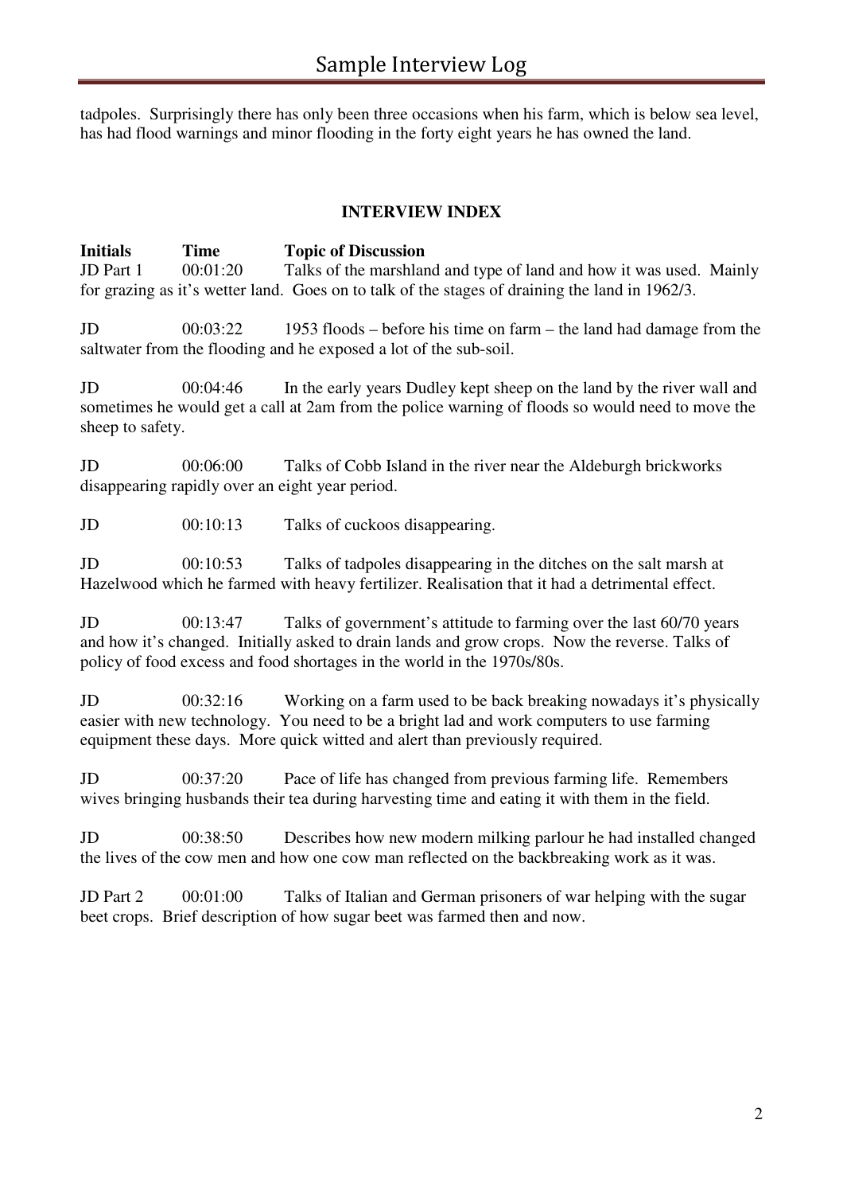tadpoles. Surprisingly there has only been three occasions when his farm, which is below sea level, has had flood warnings and minor flooding in the forty eight years he has owned the land.

## INTERVIEW INDEX

| Initials | Time | Topic of Discussion |
|---|---|---|
| JD Part 1 | 00:01:20 | Talks of the marshland and type of land and how it was used. Mainly for grazing as it's wetter land. Goes on to talk of the stages of draining the land in 1962/3. |
| JD | 00:03:22 | 1953 floods – before his time on farm – the land had damage from the saltwater from the flooding and he exposed a lot of the sub-soil. |
| JD | 00:04:46 | In the early years Dudley kept sheep on the land by the river wall and sometimes he would get a call at 2am from the police warning of floods so would need to move the sheep to safety. |
| JD | 00:06:00 | Talks of Cobb Island in the river near the Aldeburgh brickworks disappearing rapidly over an eight year period. |
| JD | 00:10:13 | Talks of cuckoos disappearing. |
| JD | 00:10:53 | Talks of tadpoles disappearing in the ditches on the salt marsh at Hazelwood which he farmed with heavy fertilizer. Realisation that it had a detrimental effect. |
| JD | 00:13:47 | Talks of government's attitude to farming over the last 60/70 years and how it's changed. Initially asked to drain lands and grow crops. Now the reverse. Talks of policy of food excess and food shortages in the world in the 1970s/80s. |
| JD | 00:32:16 | Working on a farm used to be back breaking nowadays it's physically easier with new technology. You need to be a bright lad and work computers to use farming equipment these days. More quick witted and alert than previously required. |
| JD | 00:37:20 | Pace of life has changed from previous farming life. Remembers wives bringing husbands their tea during harvesting time and eating it with them in the field. |
| JD | 00:38:50 | Describes how new modern milking parlour he had installed changed the lives of the cow men and how one cow man reflected on the backbreaking work as it was. |
| JD Part 2 | 00:01:00 | Talks of Italian and German prisoners of war helping with the sugar beet crops. Brief description of how sugar beet was farmed then and now. |